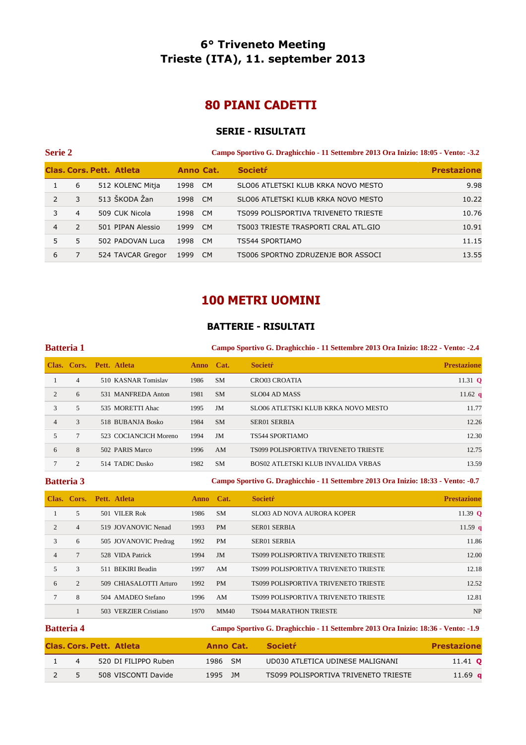# 6° Triveneto Meeting
# Trieste (ITA), 11. september 2013

## 80 PIANI CADETTI

### SERIE - RISULTATI

**Serie 2** — Campo Sportivo G. Draghicchio - 11 Settembre 2013 Ora Inizio: 18:05 - Vento: -3.2

| Clas. | Cors. | Pett. | Atleta | Anno | Cat. | Societŕ | Prestazione |
|---|---|---|---|---|---|---|---|
| 1 | 6 | 512 | KOLENC Mitja | 1998 | CM | SLO06 ATLETSKI KLUB KRKA NOVO MESTO | 9.98 |
| 2 | 3 | 513 | ŠKODA Žan | 1998 | CM | SLO06 ATLETSKI KLUB KRKA NOVO MESTO | 10.22 |
| 3 | 4 | 509 | CUK Nicola | 1998 | CM | TS099 POLISPORTIVA TRIVENETO TRIESTE | 10.76 |
| 4 | 2 | 501 | PIPAN Alessio | 1999 | CM | TS003 TRIESTE TRASPORTI CRAL ATL.GIO | 10.91 |
| 5 | 5 | 502 | PADOVAN Luca | 1998 | CM | TS544 SPORTIAMO | 11.15 |
| 6 | 7 | 524 | TAVCAR Gregor | 1999 | CM | TS006 SPORTNO ZDRUZENJE BOR ASSOCI | 13.55 |

## 100 METRI UOMINI

### BATTERIE - RISULTATI

**Batteria 1** — Campo Sportivo G. Draghicchio - 11 Settembre 2013 Ora Inizio: 18:22 - Vento: -2.4

| Clas. | Cors. | Pett. | Atleta | Anno | Cat. | Societŕ | Prestazione |
|---|---|---|---|---|---|---|---|
| 1 | 4 | 510 | KASNAR Tomislav | 1986 | SM | CRO03 CROATIA | 11.31 Q |
| 2 | 6 | 531 | MANFREDA Anton | 1981 | SM | SLO04 AD MASS | 11.62 q |
| 3 | 5 | 535 | MORETTI Ahac | 1995 | JM | SLO06 ATLETSKI KLUB KRKA NOVO MESTO | 11.77 |
| 4 | 3 | 518 | BUBANJA Bosko | 1984 | SM | SER01 SERBIA | 12.26 |
| 5 | 7 | 523 | COCIANCICH Moreno | 1994 | JM | TS544 SPORTIAMO | 12.30 |
| 6 | 8 | 502 | PARIS Marco | 1996 | AM | TS099 POLISPORTIVA TRIVENETO TRIESTE | 12.75 |
| 7 | 2 | 514 | TADIC Dusko | 1982 | SM | BOS02 ATLETSKI KLUB INVALIDA VRBAS | 13.59 |

**Batteria 3** — Campo Sportivo G. Draghicchio - 11 Settembre 2013 Ora Inizio: 18:33 - Vento: -0.7

| Clas. | Cors. | Pett. | Atleta | Anno | Cat. | Societŕ | Prestazione |
|---|---|---|---|---|---|---|---|
| 1 | 5 | 501 | VILER Rok | 1986 | SM | SLO03 AD NOVA AURORA KOPER | 11.39 Q |
| 2 | 4 | 519 | JOVANOVIC Nenad | 1993 | PM | SER01 SERBIA | 11.59 q |
| 3 | 6 | 505 | JOVANOVIC Predrag | 1992 | PM | SER01 SERBIA | 11.86 |
| 4 | 7 | 528 | VIDA Patrick | 1994 | JM | TS099 POLISPORTIVA TRIVENETO TRIESTE | 12.00 |
| 5 | 3 | 511 | BEKIRI Beadin | 1997 | AM | TS099 POLISPORTIVA TRIVENETO TRIESTE | 12.18 |
| 6 | 2 | 509 | CHIASALOTTI Arturo | 1992 | PM | TS099 POLISPORTIVA TRIVENETO TRIESTE | 12.52 |
| 7 | 8 | 504 | AMADEO Stefano | 1996 | AM | TS099 POLISPORTIVA TRIVENETO TRIESTE | 12.81 |
| | 1 | 503 | VERZIER Cristiano | 1970 | MM40 | TS044 MARATHON TRIESTE | NP |

**Batteria 4** — Campo Sportivo G. Draghicchio - 11 Settembre 2013 Ora Inizio: 18:36 - Vento: -1.9

| Clas. | Cors. | Pett. | Atleta | Anno | Cat. | Societŕ | Prestazione |
|---|---|---|---|---|---|---|---|
| 1 | 4 | 520 | DI FILIPPO Ruben | 1986 | SM | UD030 ATLETICA UDINESE MALIGNANI | 11.41 Q |
| 2 | 5 | 508 | VISCONTI Davide | 1995 | JM | TS099 POLISPORTIVA TRIVENETO TRIESTE | 11.69 q |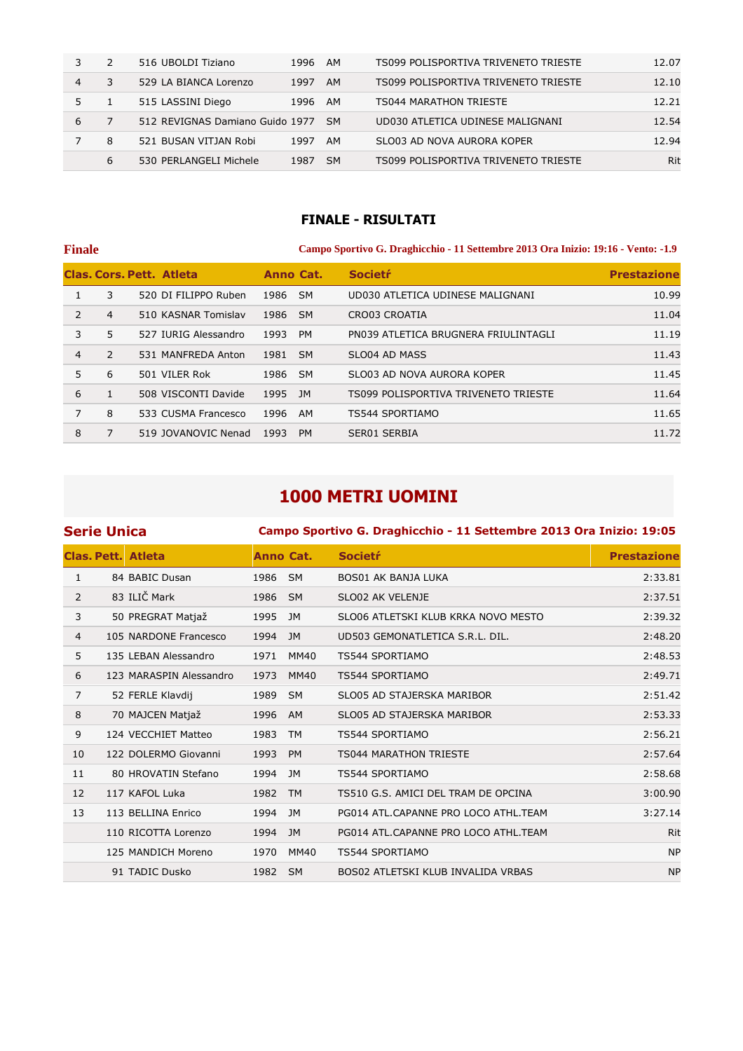| | | | | | | |
|---|---|---|---|---|---|---|
| 3 | 2 | 516 UBOLDI Tiziano | 1996 | AM | TS099 POLISPORTIVA TRIVENETO TRIESTE | 12.07 |
| 4 | 3 | 529 LA BIANCA Lorenzo | 1997 | AM | TS099 POLISPORTIVA TRIVENETO TRIESTE | 12.10 |
| 5 | 1 | 515 LASSINI Diego | 1996 | AM | TS044 MARATHON TRIESTE | 12.21 |
| 6 | 7 | 512 REVIGNAS Damiano Guido | 1977 | SM | UD030 ATLETICA UDINESE MALIGNANI | 12.54 |
| 7 | 8 | 521 BUSAN VITJAN Robi | 1997 | AM | SLO03 AD NOVA AURORA KOPER | 12.94 |
| | 6 | 530 PERLANGELI Michele | 1987 | SM | TS099 POLISPORTIVA TRIVENETO TRIESTE | Rit |

### FINALE - RISULTATI

**Finale** — Campo Sportivo G. Draghicchio - 11 Settembre 2013 Ora Inizio: 19:16 - Vento: -1.9

| Clas. | Cors. | Pett. Atleta | Anno | Cat. | Societŕ | Prestazione |
|---|---|---|---|---|---|---|
| 1 | 3 | 520 DI FILIPPO Ruben | 1986 | SM | UD030 ATLETICA UDINESE MALIGNANI | 10.99 |
| 2 | 4 | 510 KASNAR Tomislav | 1986 | SM | CRO03 CROATIA | 11.04 |
| 3 | 5 | 527 IURIG Alessandro | 1993 | PM | PN039 ATLETICA BRUGNERA FRIULINTAGLI | 11.19 |
| 4 | 2 | 531 MANFREDA Anton | 1981 | SM | SLO04 AD MASS | 11.43 |
| 5 | 6 | 501 VILER Rok | 1986 | SM | SLO03 AD NOVA AURORA KOPER | 11.45 |
| 6 | 1 | 508 VISCONTI Davide | 1995 | JM | TS099 POLISPORTIVA TRIVENETO TRIESTE | 11.64 |
| 7 | 8 | 533 CUSMA Francesco | 1996 | AM | TS544 SPORTIAMO | 11.65 |
| 8 | 7 | 519 JOVANOVIC Nenad | 1993 | PM | SER01 SERBIA | 11.72 |

## 1000 METRI UOMINI

**Serie Unica** — Campo Sportivo G. Draghicchio - 11 Settembre 2013 Ora Inizio: 19:05

| Clas. | Pett. Atleta | Anno | Cat. | Societŕ | Prestazione |
|---|---|---|---|---|---|
| 1 | 84 BABIC Dusan | 1986 | SM | BOS01 AK BANJA LUKA | 2:33.81 |
| 2 | 83 ILIČ Mark | 1986 | SM | SLO02 AK VELENJE | 2:37.51 |
| 3 | 50 PREGRAT Matjaž | 1995 | JM | SLO06 ATLETSKI KLUB KRKA NOVO MESTO | 2:39.32 |
| 4 | 105 NARDONE Francesco | 1994 | JM | UD503 GEMONATLETICA S.R.L. DIL. | 2:48.20 |
| 5 | 135 LEBAN Alessandro | 1971 | MM40 | TS544 SPORTIAMO | 2:48.53 |
| 6 | 123 MARASPIN Alessandro | 1973 | MM40 | TS544 SPORTIAMO | 2:49.71 |
| 7 | 52 FERLE Klavdij | 1989 | SM | SLO05 AD STAJERSKA MARIBOR | 2:51.42 |
| 8 | 70 MAJCEN Matjaž | 1996 | AM | SLO05 AD STAJERSKA MARIBOR | 2:53.33 |
| 9 | 124 VECCHIET Matteo | 1983 | TM | TS544 SPORTIAMO | 2:56.21 |
| 10 | 122 DOLERMO Giovanni | 1993 | PM | TS044 MARATHON TRIESTE | 2:57.64 |
| 11 | 80 HROVATIN Stefano | 1994 | JM | TS544 SPORTIAMO | 2:58.68 |
| 12 | 117 KAFOL Luka | 1982 | TM | TS510 G.S. AMICI DEL TRAM DE OPCINA | 3:00.90 |
| 13 | 113 BELLINA Enrico | 1994 | JM | PG014 ATL.CAPANNE PRO LOCO ATHL.TEAM | 3:27.14 |
| | 110 RICOTTA Lorenzo | 1994 | JM | PG014 ATL.CAPANNE PRO LOCO ATHL.TEAM | Rit |
| | 125 MANDICH Moreno | 1970 | MM40 | TS544 SPORTIAMO | NP |
| | 91 TADIC Dusko | 1982 | SM | BOS02 ATLETSKI KLUB INVALIDA VRBAS | NP |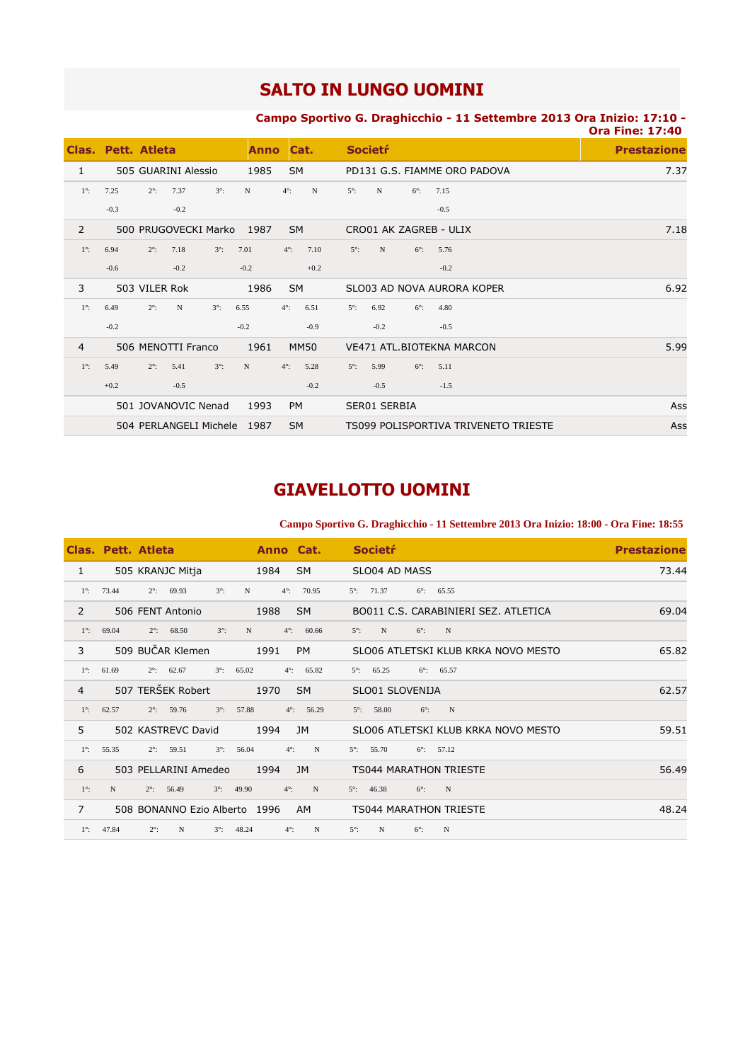# SALTO IN LUNGO UOMINI

**Campo Sportivo G. Draghicchio - 11 Settembre 2013 Ora Inizio: 17:10 - Ora Fine: 17:40**

| Clas. | Pett. | Atleta | Anno | Cat. | Societŕ | Prestazione |
|---|---|---|---|---|---|---|
| 1 | 505 | GUARINI Alessio | 1985 | SM | PD131 G.S. FIAMME ORO PADOVA | 7.37 |
| | | 1°: 7.25 (-0.3) 2°: 7.37 (-0.2) 3°: N 4°: N 5°: N 6°: 7.15 (-0.5) | | | | |
| 2 | 500 | PRUGOVECKI Marko | 1987 | SM | CRO01 AK ZAGREB - ULIX | 7.18 |
| | | 1°: 6.94 (-0.6) 2°: 7.18 (-0.2) 3°: 7.01 (-0.2) 4°: 7.10 (+0.2) 5°: N 6°: 5.76 (-0.2) | | | | |
| 3 | 503 | VILER Rok | 1986 | SM | SLO03 AD NOVA AURORA KOPER | 6.92 |
| | | 1°: 6.49 (-0.2) 2°: N 3°: 6.55 (-0.2) 4°: 6.51 (-0.9) 5°: 6.92 (-0.2) 6°: 4.80 (-0.5) | | | | |
| 4 | 506 | MENOTTI Franco | 1961 | MM50 | VE471 ATL.BIOTEKNA MARCON | 5.99 |
| | | 1°: 5.49 (+0.2) 2°: 5.41 (-0.5) 3°: N 4°: 5.28 (-0.2) 5°: 5.99 (-0.5) 6°: 5.11 (-1.5) | | | | |
| | 501 | JOVANOVIC Nenad | 1993 | PM | SER01 SERBIA | Ass |
| | 504 | PERLANGELI Michele | 1987 | SM | TS099 POLISPORTIVA TRIVENETO TRIESTE | Ass |

# GIAVELLOTTO UOMINI

**Campo Sportivo G. Draghicchio - 11 Settembre 2013 Ora Inizio: 18:00 - Ora Fine: 18:55**

| Clas. | Pett. | Atleta | Anno | Cat. | Societŕ | Prestazione |
|---|---|---|---|---|---|---|
| 1 | 505 | KRANJC Mitja | 1984 | SM | SLO04 AD MASS | 73.44 |
| | | 1°: 73.44 2°: 69.93 3°: N 4°: 70.95 5°: 71.37 6°: 65.55 | | | | |
| 2 | 506 | FENT Antonio | 1988 | SM | BO011 C.S. CARABINIERI SEZ. ATLETICA | 69.04 |
| | | 1°: 69.04 2°: 68.50 3°: N 4°: 60.66 5°: N 6°: N | | | | |
| 3 | 509 | BUČAR Klemen | 1991 | PM | SLO06 ATLETSKI KLUB KRKA NOVO MESTO | 65.82 |
| | | 1°: 61.69 2°: 62.67 3°: 65.02 4°: 65.82 5°: 65.25 6°: 65.57 | | | | |
| 4 | 507 | TERŠEK Robert | 1970 | SM | SLO01 SLOVENIJA | 62.57 |
| | | 1°: 62.57 2°: 59.76 3°: 57.88 4°: 56.29 5°: 58.00 6°: N | | | | |
| 5 | 502 | KASTREVC David | 1994 | JM | SLO06 ATLETSKI KLUB KRKA NOVO MESTO | 59.51 |
| | | 1°: 55.35 2°: 59.51 3°: 56.04 4°: N 5°: 55.70 6°: 57.12 | | | | |
| 6 | 503 | PELLARINI Amedeo | 1994 | JM | TS044 MARATHON TRIESTE | 56.49 |
| | | 1°: N 2°: 56.49 3°: 49.90 4°: N 5°: 46.38 6°: N | | | | |
| 7 | 508 | BONANNO Ezio Alberto | 1996 | AM | TS044 MARATHON TRIESTE | 48.24 |
| | | 1°: 47.84 2°: N 3°: 48.24 4°: N 5°: N 6°: N | | | | |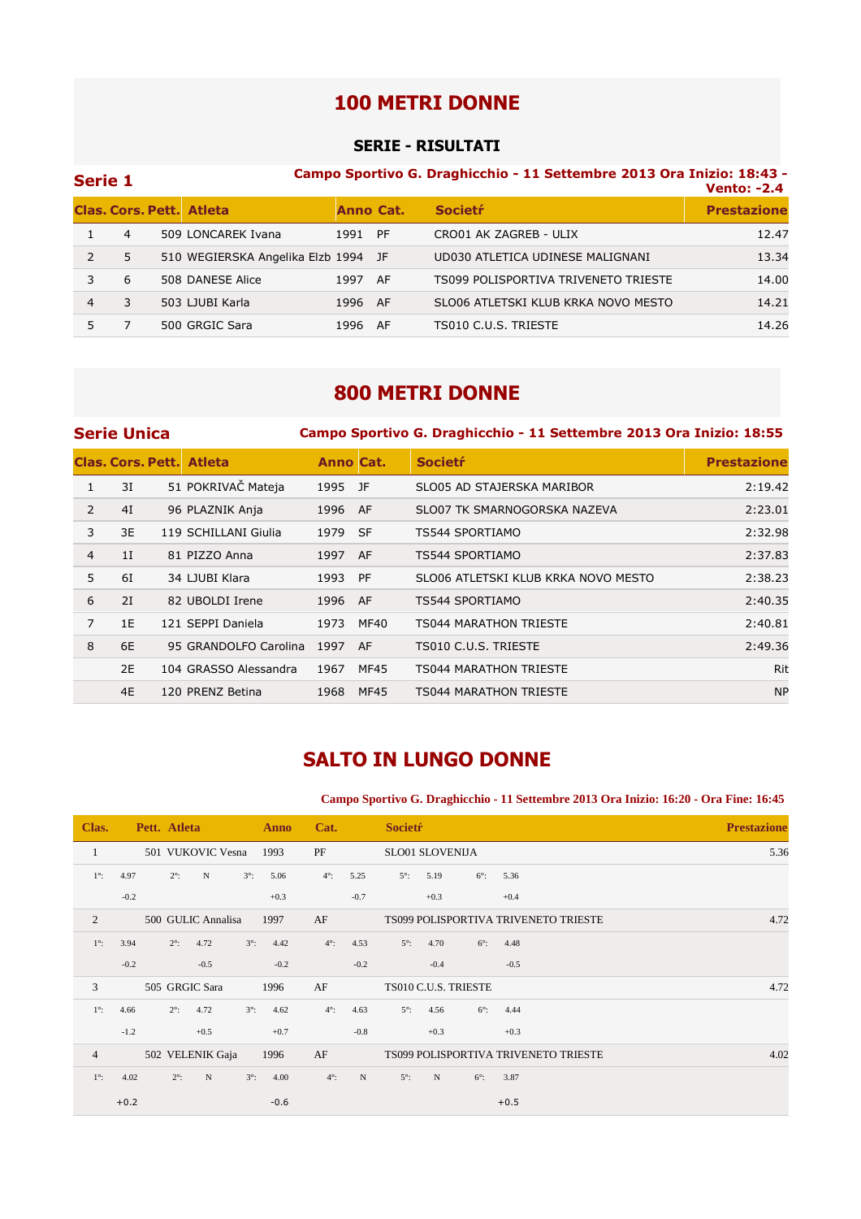# 100 METRI DONNE

## SERIE - RISULTATI

**Serie 1**

**Campo Sportivo G. Draghicchio - 11 Settembre 2013 Ora Inizio: 18:43 - Vento: -2.4**

| Clas. | Cors. | Pett. | Atleta | Anno | Cat. | Societŕ | Prestazione |
|---|---|---|---|---|---|---|---|
| 1 | 4 | 509 | LONCAREK Ivana | 1991 | PF | CRO01 AK ZAGREB - ULIX | 12.47 |
| 2 | 5 | 510 | WEGIERSKA Angelika Elzb | 1994 | JF | UD030 ATLETICA UDINESE MALIGNANI | 13.34 |
| 3 | 6 | 508 | DANESE Alice | 1997 | AF | TS099 POLISPORTIVA TRIVENETO TRIESTE | 14.00 |
| 4 | 3 | 503 | LJUBI Karla | 1996 | AF | SLO06 ATLETSKI KLUB KRKA NOVO MESTO | 14.21 |
| 5 | 7 | 500 | GRGIC Sara | 1996 | AF | TS010 C.U.S. TRIESTE | 14.26 |

# 800 METRI DONNE

**Serie Unica**

**Campo Sportivo G. Draghicchio - 11 Settembre 2013 Ora Inizio: 18:55**

| Clas. | Cors. | Pett. | Atleta | Anno | Cat. | Societŕ | Prestazione |
|---|---|---|---|---|---|---|---|
| 1 | 3I | 51 | POKRIVAČ Mateja | 1995 | JF | SLO05 AD STAJERSKA MARIBOR | 2:19.42 |
| 2 | 4I | 96 | PLAZNIK Anja | 1996 | AF | SLO07 TK SMARNOGORSKA NAZEVA | 2:23.01 |
| 3 | 3E | 119 | SCHILLANI Giulia | 1979 | SF | TS544 SPORTIAMO | 2:32.98 |
| 4 | 1I | 81 | PIZZO Anna | 1997 | AF | TS544 SPORTIAMO | 2:37.83 |
| 5 | 6I | 34 | LJUBI Klara | 1993 | PF | SLO06 ATLETSKI KLUB KRKA NOVO MESTO | 2:38.23 |
| 6 | 2I | 82 | UBOLDI Irene | 1996 | AF | TS544 SPORTIAMO | 2:40.35 |
| 7 | 1E | 121 | SEPPI Daniela | 1973 | MF40 | TS044 MARATHON TRIESTE | 2:40.81 |
| 8 | 6E | 95 | GRANDOLFO Carolina | 1997 | AF | TS010 C.U.S. TRIESTE | 2:49.36 |
| | 2E | 104 | GRASSO Alessandra | 1967 | MF45 | TS044 MARATHON TRIESTE | Rit |
| | 4E | 120 | PRENZ Betina | 1968 | MF45 | TS044 MARATHON TRIESTE | NP |

# SALTO IN LUNGO DONNE

**Campo Sportivo G. Draghicchio - 11 Settembre 2013 Ora Inizio: 16:20 - Ora Fine: 16:45**

| Clas. | Pett. | Atleta | Anno | Cat. | Societŕ | Prestazione |
|---|---|---|---|---|---|---|
| 1 | 501 | VUKOVIC Vesna | 1993 | PF | SLO01 SLOVENIJA | 5.36 |
| | | 1°: 4.97 (-0.2) 2°: N 3°: 5.06 (+0.3) 4°: 5.25 (-0.7) 5°: 5.19 (+0.3) 6°: 5.36 (+0.4) | | | | |
| 2 | 500 | GULIC Annalisa | 1997 | AF | TS099 POLISPORTIVA TRIVENETO TRIESTE | 4.72 |
| | | 1°: 3.94 (-0.2) 2°: 4.72 (-0.5) 3°: 4.42 (-0.2) 4°: 4.53 (-0.2) 5°: 4.70 (-0.4) 6°: 4.48 (-0.5) | | | | |
| 3 | 505 | GRGIC Sara | 1996 | AF | TS010 C.U.S. TRIESTE | 4.72 |
| | | 1°: 4.66 (-1.2) 2°: 4.72 (+0.5) 3°: 4.62 (+0.7) 4°: 4.63 (-0.8) 5°: 4.56 (+0.3) 6°: 4.44 (+0.3) | | | | |
| 4 | 502 | VELENIK Gaja | 1996 | AF | TS099 POLISPORTIVA TRIVENETO TRIESTE | 4.02 |
| | | 1°: 4.02 (+0.2) 2°: N 3°: 4.00 (-0.6) 4°: N 5°: N 6°: 3.87 (+0.5) | | | | |